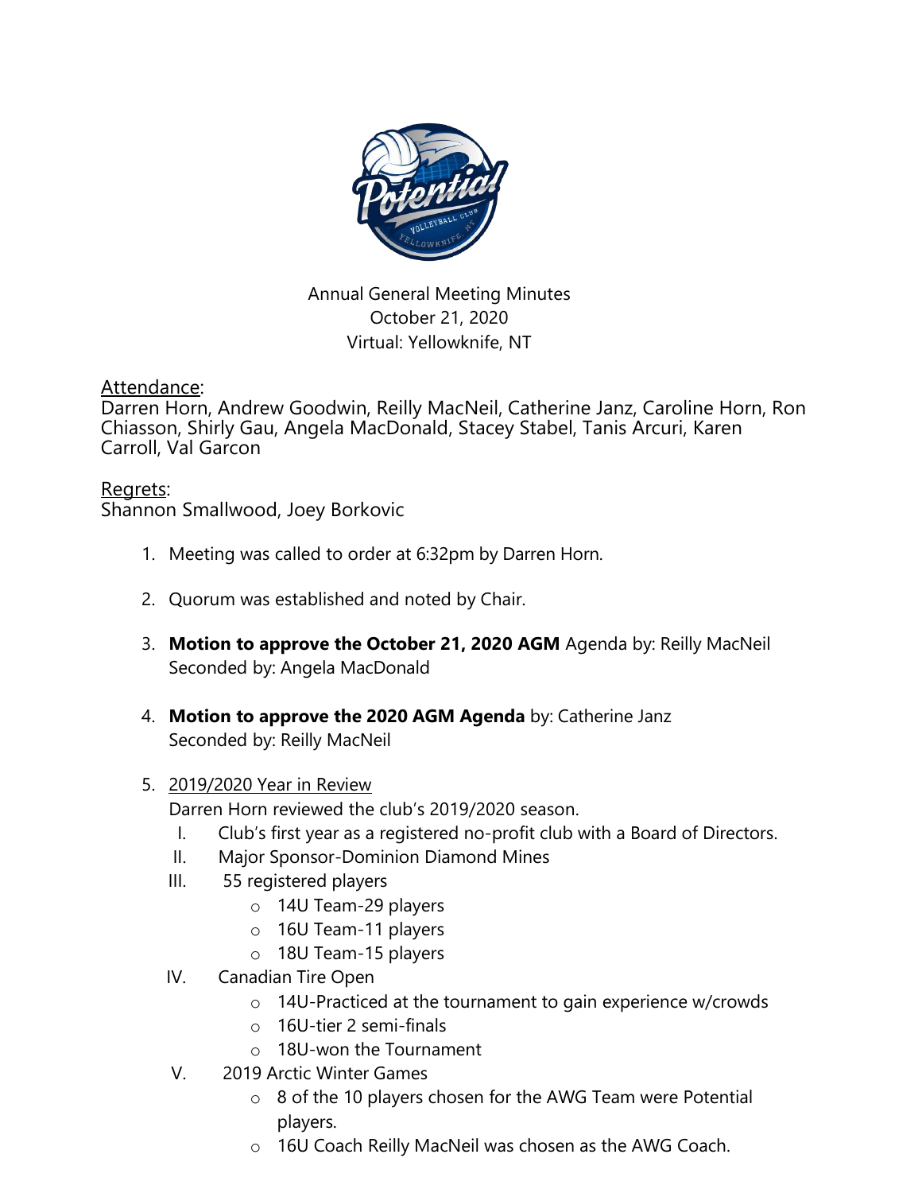Annual General Meeting Minutes
October 21, 2020
Virtual: Yellowknife, NT

<u>Attendance</u>:
Darren Horn, Andrew Goodwin, Reilly MacNeil, Catherine Janz, Caroline Horn, Ron Chiasson, Shirly Gau, Angela MacDonald, Stacey Stabel, Tanis Arcuri, Karen Carroll, Val Garcon

<u>Regrets</u>:
Shannon Smallwood, Joey Borkovic

1. Meeting was called to order at 6:32pm by Darren Horn.

2. Quorum was established and noted by Chair.

3. **Motion to approve the October 21, 2020 AGM** Agenda by: Reilly MacNeil
   Seconded by: Angela MacDonald

4. **Motion to approve the 2020 AGM Agenda** by: Catherine Janz
   Seconded by: Reilly MacNeil

5. <u>2019/2020 Year in Review</u>
   Darren Horn reviewed the club's 2019/2020 season.
   I. Club's first year as a registered no-profit club with a Board of Directors.
   II. Major Sponsor-Dominion Diamond Mines
   III. 55 registered players
      - 14U Team-29 players
      - 16U Team-11 players
      - 18U Team-15 players
   IV. Canadian Tire Open
      - 14U-Practiced at the tournament to gain experience w/crowds
      - 16U-tier 2 semi-finals
      - 18U-won the Tournament
   V. 2019 Arctic Winter Games
      - 8 of the 10 players chosen for the AWG Team were Potential players.
      - 16U Coach Reilly MacNeil was chosen as the AWG Coach.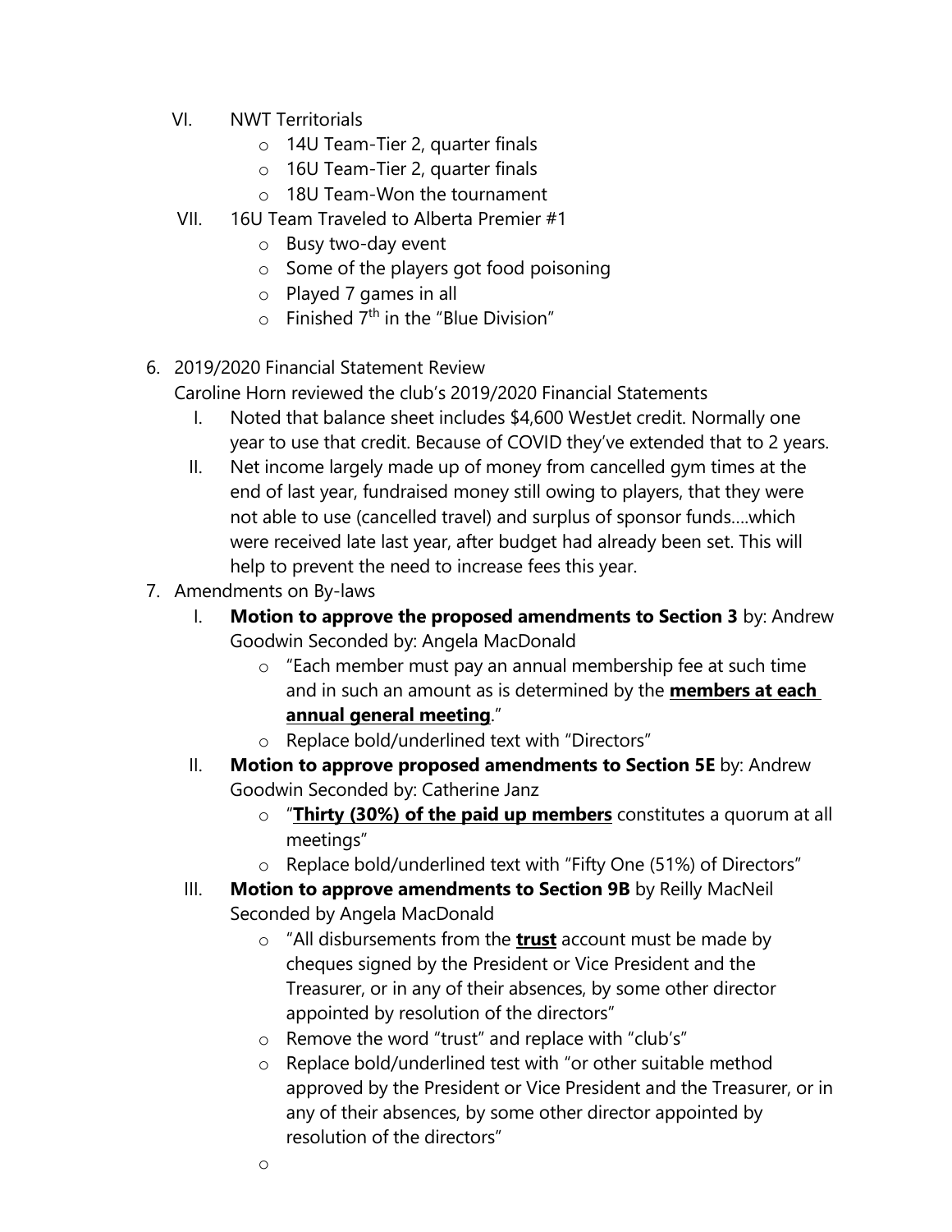VI. NWT Territorials
   - 14U Team-Tier 2, quarter finals
   - 16U Team-Tier 2, quarter finals
   - 18U Team-Won the tournament

VII. 16U Team Traveled to Alberta Premier #1
   - Busy two-day event
   - Some of the players got food poisoning
   - Played 7 games in all
   - Finished 7th in the "Blue Division"

6. 2019/2020 Financial Statement Review

   Caroline Horn reviewed the club's 2019/2020 Financial Statements

   I. Noted that balance sheet includes $4,600 WestJet credit. Normally one year to use that credit. Because of COVID they've extended that to 2 years.

   II. Net income largely made up of money from cancelled gym times at the end of last year, fundraised money still owing to players, that they were not able to use (cancelled travel) and surplus of sponsor funds….which were received late last year, after budget had already been set. This will help to prevent the need to increase fees this year.

7. Amendments on By-laws

   I. **Motion to approve the proposed amendments to Section 3** by: Andrew Goodwin Seconded by: Angela MacDonald
      - "Each member must pay an annual membership fee at such time and in such an amount as is determined by the **<u>members at each annual general meeting</u>**."
      - Replace bold/underlined text with "Directors"

   II. **Motion to approve proposed amendments to Section 5E** by: Andrew Goodwin Seconded by: Catherine Janz
      - "**<u>Thirty (30%) of the paid up members</u>** constitutes a quorum at all meetings"
      - Replace bold/underlined text with "Fifty One (51%) of Directors"

   III. **Motion to approve amendments to Section 9B** by Reilly MacNeil Seconded by Angela MacDonald
      - "All disbursements from the **<u>trust</u>** account must be made by cheques signed by the President or Vice President and the Treasurer, or in any of their absences, by some other director appointed by resolution of the directors"
      - Remove the word "trust" and replace with "club's"
      - Replace bold/underlined test with "or other suitable method approved by the President or Vice President and the Treasurer, or in any of their absences, by some other director appointed by resolution of the directors"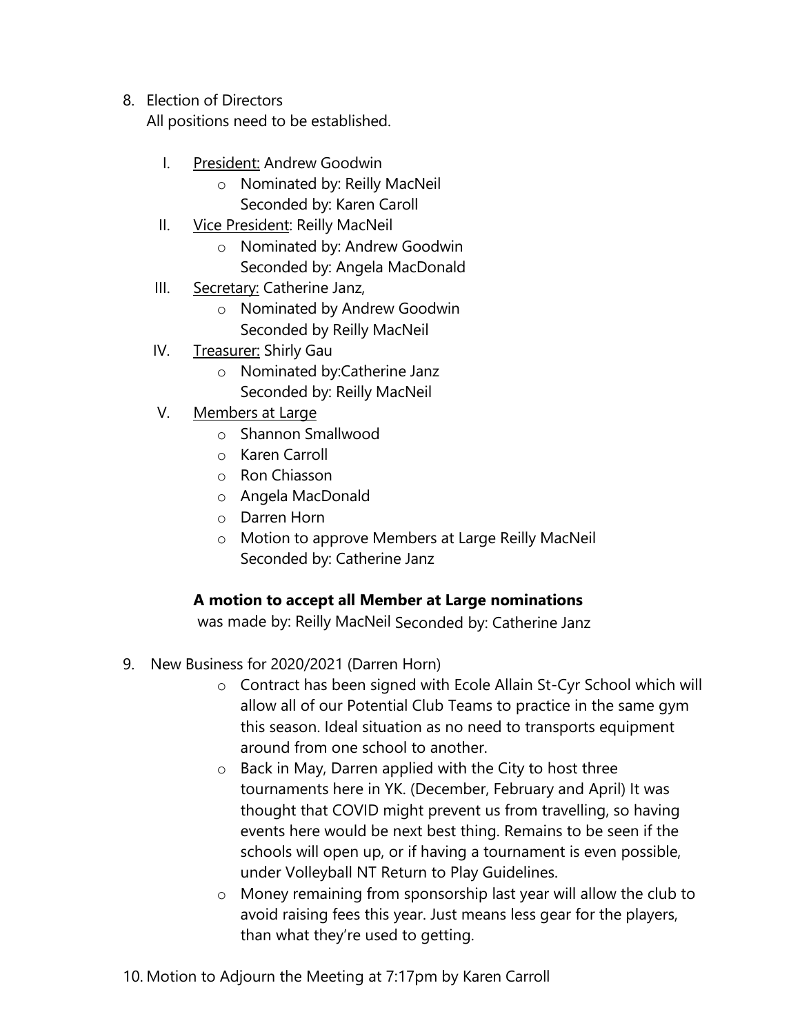8. Election of Directors

   All positions need to be established.

   I. <u>President:</u> Andrew Goodwin
      - Nominated by: Reilly MacNeil
        Seconded by: Karen Caroll

   II. <u>Vice President</u>: Reilly MacNeil
      - Nominated by: Andrew Goodwin
        Seconded by: Angela MacDonald

   III. <u>Secretary:</u> Catherine Janz,
      - Nominated by Andrew Goodwin
        Seconded by Reilly MacNeil

   IV. <u>Treasurer:</u> Shirly Gau
      - Nominated by:Catherine Janz
        Seconded by: Reilly MacNeil

   V. <u>Members at Large</u>
      - Shannon Smallwood
      - Karen Carroll
      - Ron Chiasson
      - Angela MacDonald
      - Darren Horn
      - Motion to approve Members at Large Reilly MacNeil
        Seconded by: Catherine Janz

   **A motion to accept all Member at Large nominations**
   was made by: Reilly MacNeil Seconded by: Catherine Janz

9. New Business for 2020/2021 (Darren Horn)
   - Contract has been signed with Ecole Allain St-Cyr School which will allow all of our Potential Club Teams to practice in the same gym this season. Ideal situation as no need to transports equipment around from one school to another.
   - Back in May, Darren applied with the City to host three tournaments here in YK. (December, February and April) It was thought that COVID might prevent us from travelling, so having events here would be next best thing. Remains to be seen if the schools will open up, or if having a tournament is even possible, under Volleyball NT Return to Play Guidelines.
   - Money remaining from sponsorship last year will allow the club to avoid raising fees this year. Just means less gear for the players, than what they're used to getting.

10. Motion to Adjourn the Meeting at 7:17pm by Karen Carroll